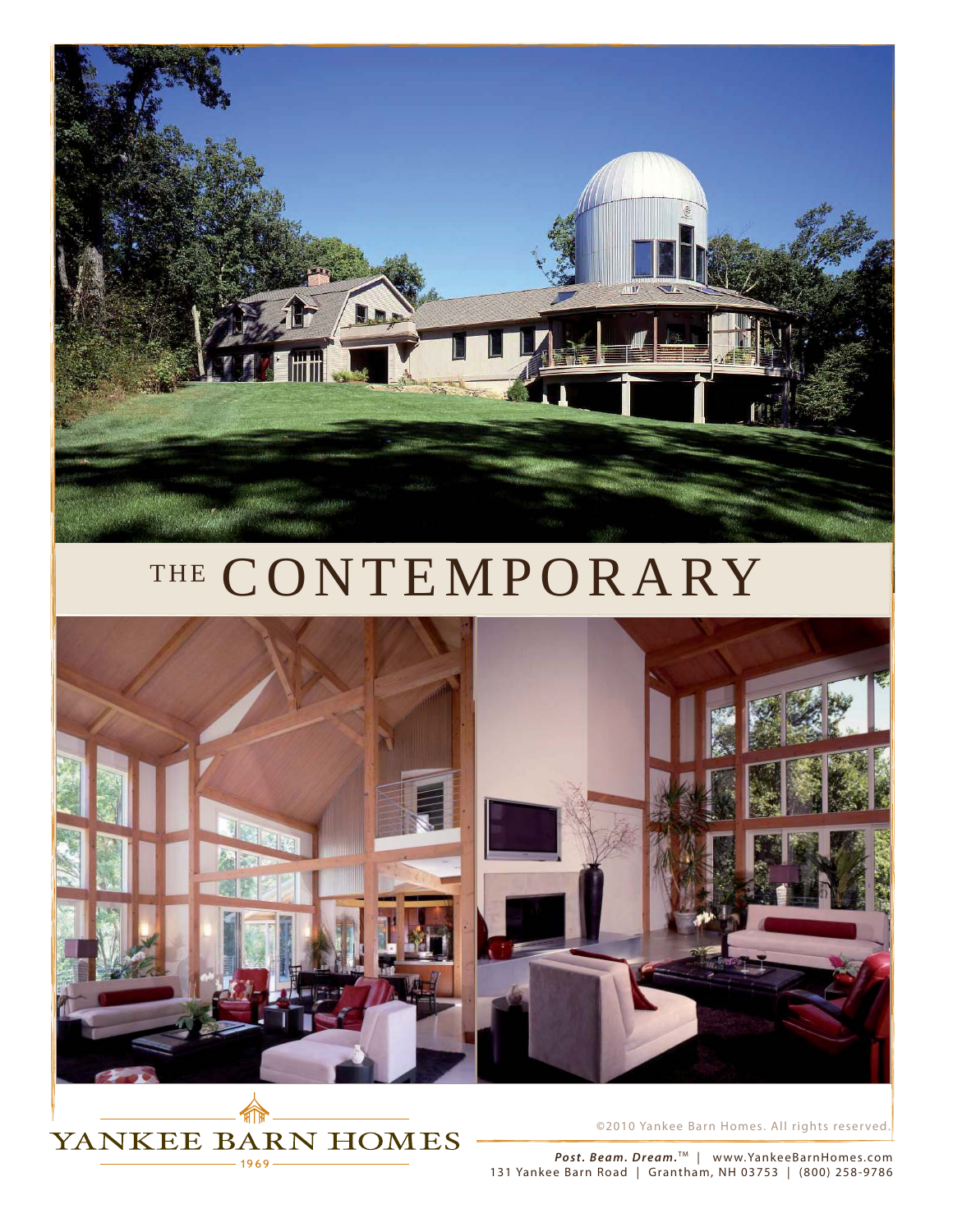# THE CONTEMPORARY

YANKEE BARN HOMES

1969

©2010 Yankee Barn Homes. All rights reserved.

***Post. Beam. Dream.***™ | www.YankeeBarnHomes.com

131 Yankee Barn Road | Grantham, NH 03753 | (800) 258-9786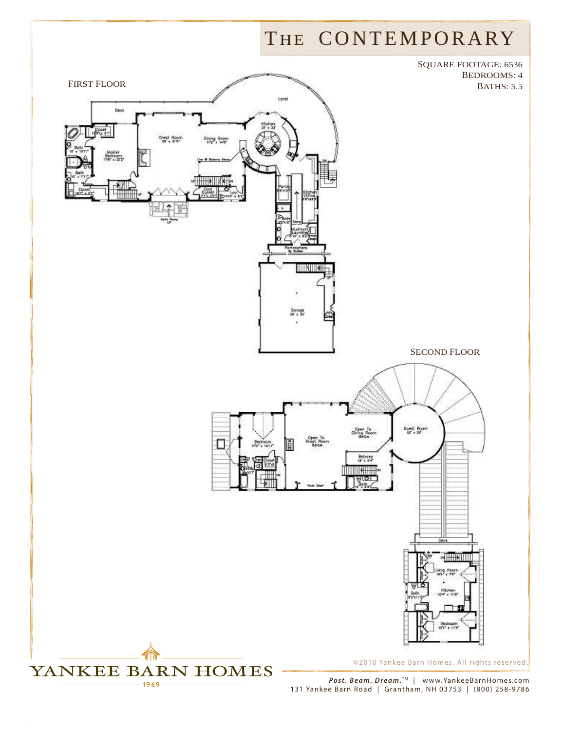# THE CONTEMPORARY

SQUARE FOOTAGE: 6536
BEDROOMS: 4
BATHS: 5.5

FIRST FLOOR

Deck
Lanai
Closet
Bath
Master Bedroom 17'6" x 22'2"
Bath
Closet
Great Room 35' x 31'8"
Dining Room 17'2" x 14'8"
Line @ Balcony Above
Kitchen 22' x 23'
Coat Closet
Lav.
Earth Ramp UP
Pantry
Kitchen Office
Bath
Mudroom Laundry
Portecochere By Builder
Garage 29' x 25'

SECOND FLOOR

Bedroom 17'6" x 16'11"
Closet
Bath
Open To Great Room Below
Open To Dining Room Below
Balcony
Bath
Guest Room 22' x 23'
Deck
Living Room
Kitchen
Bath
Bedroom

©2010 Yankee Barn Homes. All rights reserved.

YANKEE BARN HOMES
1969

***Post. Beam. Dream.***™ | www.YankeeBarnHomes.com
131 Yankee Barn Road | Grantham, NH 03753 | (800) 258-9786